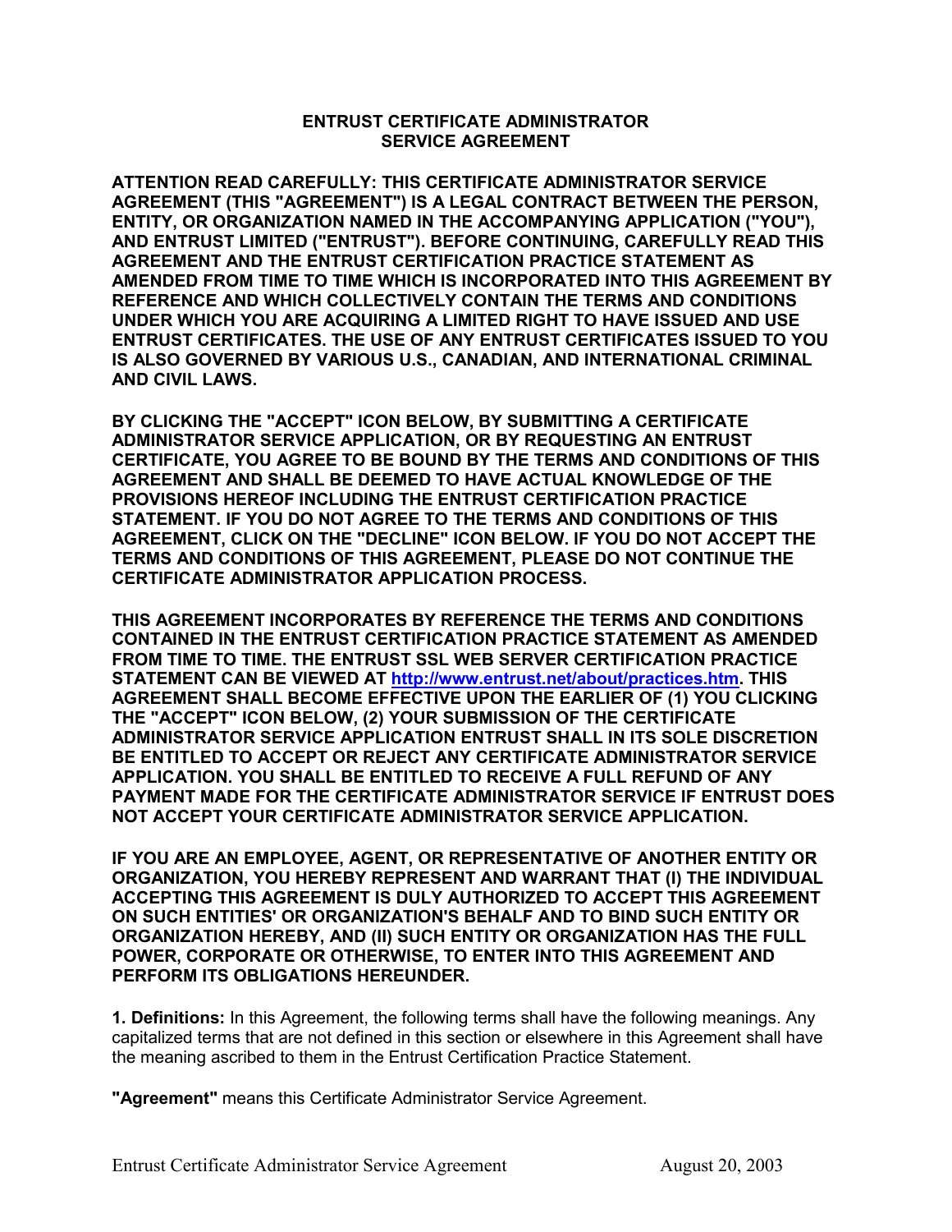# ENTRUST CERTIFICATE ADMINISTRATOR SERVICE AGREEMENT

**ATTENTION READ CAREFULLY: THIS CERTIFICATE ADMINISTRATOR SERVICE AGREEMENT (THIS "AGREEMENT") IS A LEGAL CONTRACT BETWEEN THE PERSON, ENTITY, OR ORGANIZATION NAMED IN THE ACCOMPANYING APPLICATION ("YOU"), AND ENTRUST LIMITED ("ENTRUST"). BEFORE CONTINUING, CAREFULLY READ THIS AGREEMENT AND THE ENTRUST CERTIFICATION PRACTICE STATEMENT AS AMENDED FROM TIME TO TIME WHICH IS INCORPORATED INTO THIS AGREEMENT BY REFERENCE AND WHICH COLLECTIVELY CONTAIN THE TERMS AND CONDITIONS UNDER WHICH YOU ARE ACQUIRING A LIMITED RIGHT TO HAVE ISSUED AND USE ENTRUST CERTIFICATES. THE USE OF ANY ENTRUST CERTIFICATES ISSUED TO YOU IS ALSO GOVERNED BY VARIOUS U.S., CANADIAN, AND INTERNATIONAL CRIMINAL AND CIVIL LAWS.**

**BY CLICKING THE "ACCEPT" ICON BELOW, BY SUBMITTING A CERTIFICATE ADMINISTRATOR SERVICE APPLICATION, OR BY REQUESTING AN ENTRUST CERTIFICATE, YOU AGREE TO BE BOUND BY THE TERMS AND CONDITIONS OF THIS AGREEMENT AND SHALL BE DEEMED TO HAVE ACTUAL KNOWLEDGE OF THE PROVISIONS HEREOF INCLUDING THE ENTRUST CERTIFICATION PRACTICE STATEMENT. IF YOU DO NOT AGREE TO THE TERMS AND CONDITIONS OF THIS AGREEMENT, CLICK ON THE "DECLINE" ICON BELOW. IF YOU DO NOT ACCEPT THE TERMS AND CONDITIONS OF THIS AGREEMENT, PLEASE DO NOT CONTINUE THE CERTIFICATE ADMINISTRATOR APPLICATION PROCESS.**

**THIS AGREEMENT INCORPORATES BY REFERENCE THE TERMS AND CONDITIONS CONTAINED IN THE ENTRUST CERTIFICATION PRACTICE STATEMENT AS AMENDED FROM TIME TO TIME. THE ENTRUST SSL WEB SERVER CERTIFICATION PRACTICE STATEMENT CAN BE VIEWED AT [http://www.entrust.net/about/practices.htm](http://www.entrust.net/about/practices.htm). THIS AGREEMENT SHALL BECOME EFFECTIVE UPON THE EARLIER OF (1) YOU CLICKING THE "ACCEPT" ICON BELOW, (2) YOUR SUBMISSION OF THE CERTIFICATE ADMINISTRATOR SERVICE APPLICATION ENTRUST SHALL IN ITS SOLE DISCRETION BE ENTITLED TO ACCEPT OR REJECT ANY CERTIFICATE ADMINISTRATOR SERVICE APPLICATION. YOU SHALL BE ENTITLED TO RECEIVE A FULL REFUND OF ANY PAYMENT MADE FOR THE CERTIFICATE ADMINISTRATOR SERVICE IF ENTRUST DOES NOT ACCEPT YOUR CERTIFICATE ADMINISTRATOR SERVICE APPLICATION.**

**IF YOU ARE AN EMPLOYEE, AGENT, OR REPRESENTATIVE OF ANOTHER ENTITY OR ORGANIZATION, YOU HEREBY REPRESENT AND WARRANT THAT (I) THE INDIVIDUAL ACCEPTING THIS AGREEMENT IS DULY AUTHORIZED TO ACCEPT THIS AGREEMENT ON SUCH ENTITIES' OR ORGANIZATION'S BEHALF AND TO BIND SUCH ENTITY OR ORGANIZATION HEREBY, AND (II) SUCH ENTITY OR ORGANIZATION HAS THE FULL POWER, CORPORATE OR OTHERWISE, TO ENTER INTO THIS AGREEMENT AND PERFORM ITS OBLIGATIONS HEREUNDER.**

**1. Definitions:** In this Agreement, the following terms shall have the following meanings. Any capitalized terms that are not defined in this section or elsewhere in this Agreement shall have the meaning ascribed to them in the Entrust Certification Practice Statement.

**"Agreement"** means this Certificate Administrator Service Agreement.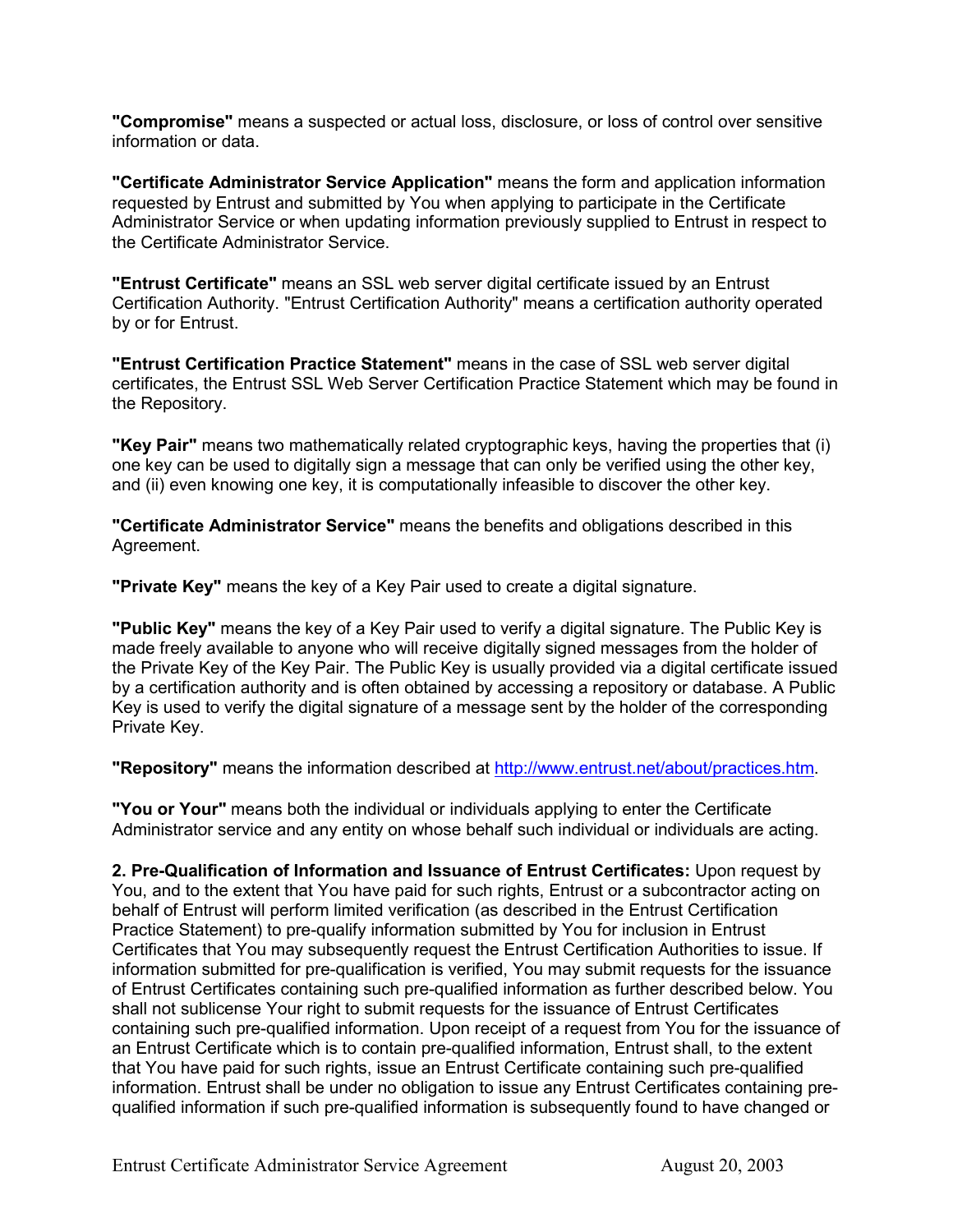**"Compromise"** means a suspected or actual loss, disclosure, or loss of control over sensitive information or data.

**"Certificate Administrator Service Application"** means the form and application information requested by Entrust and submitted by You when applying to participate in the Certificate Administrator Service or when updating information previously supplied to Entrust in respect to the Certificate Administrator Service.

**"Entrust Certificate"** means an SSL web server digital certificate issued by an Entrust Certification Authority. "Entrust Certification Authority" means a certification authority operated by or for Entrust.

**"Entrust Certification Practice Statement"** means in the case of SSL web server digital certificates, the Entrust SSL Web Server Certification Practice Statement which may be found in the Repository.

**"Key Pair"** means two mathematically related cryptographic keys, having the properties that (i) one key can be used to digitally sign a message that can only be verified using the other key, and (ii) even knowing one key, it is computationally infeasible to discover the other key.

**"Certificate Administrator Service"** means the benefits and obligations described in this Agreement.

**"Private Key"** means the key of a Key Pair used to create a digital signature.

**"Public Key"** means the key of a Key Pair used to verify a digital signature. The Public Key is made freely available to anyone who will receive digitally signed messages from the holder of the Private Key of the Key Pair. The Public Key is usually provided via a digital certificate issued by a certification authority and is often obtained by accessing a repository or database. A Public Key is used to verify the digital signature of a message sent by the holder of the corresponding Private Key.

**"Repository"** means the information described at [http://www.entrust.net/about/practices.htm](http://www.entrust.net/about/practices.htm).

**"You or Your"** means both the individual or individuals applying to enter the Certificate Administrator service and any entity on whose behalf such individual or individuals are acting.

**2. Pre-Qualification of Information and Issuance of Entrust Certificates:** Upon request by You, and to the extent that You have paid for such rights, Entrust or a subcontractor acting on behalf of Entrust will perform limited verification (as described in the Entrust Certification Practice Statement) to pre-qualify information submitted by You for inclusion in Entrust Certificates that You may subsequently request the Entrust Certification Authorities to issue. If information submitted for pre-qualification is verified, You may submit requests for the issuance of Entrust Certificates containing such pre-qualified information as further described below. You shall not sublicense Your right to submit requests for the issuance of Entrust Certificates containing such pre-qualified information. Upon receipt of a request from You for the issuance of an Entrust Certificate which is to contain pre-qualified information, Entrust shall, to the extent that You have paid for such rights, issue an Entrust Certificate containing such pre-qualified information. Entrust shall be under no obligation to issue any Entrust Certificates containing pre-qualified information if such pre-qualified information is subsequently found to have changed or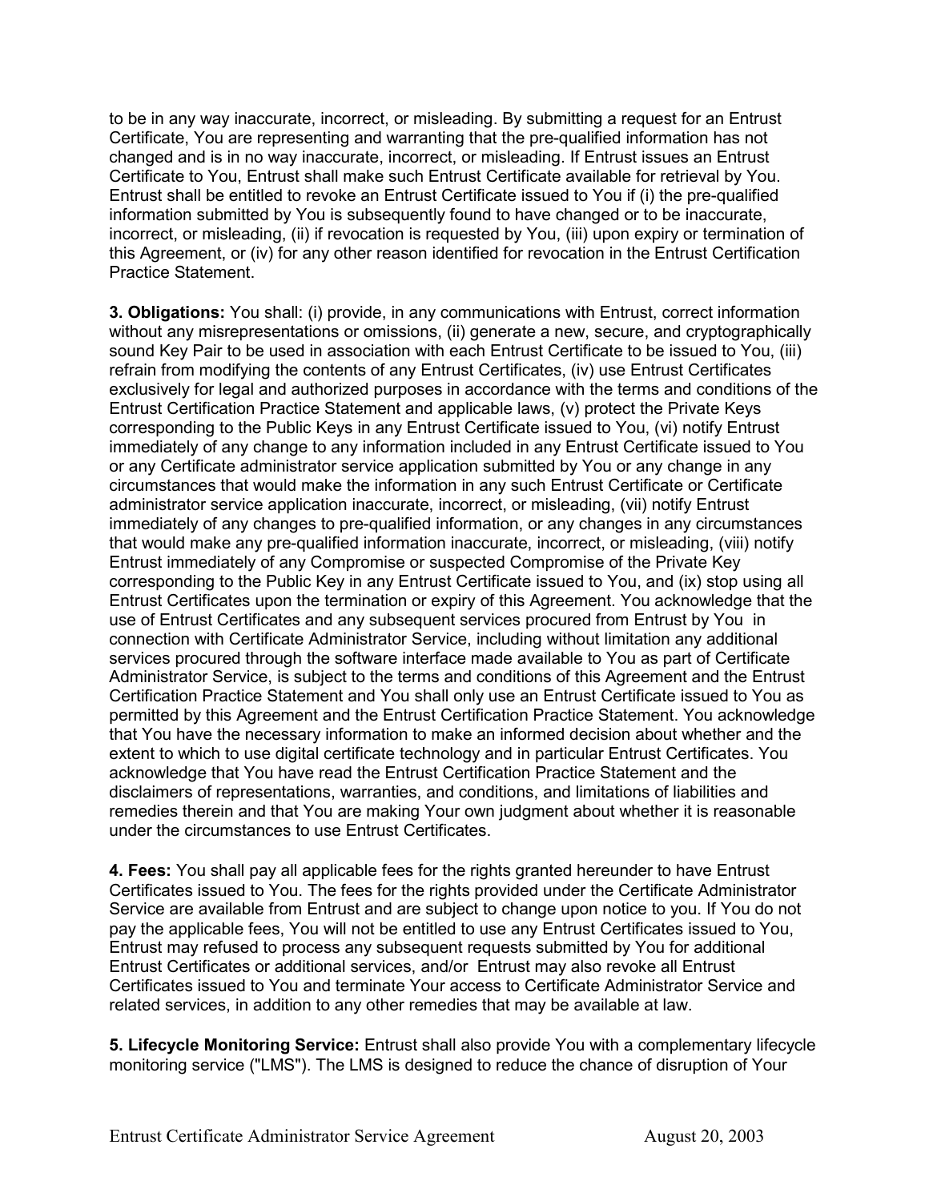to be in any way inaccurate, incorrect, or misleading. By submitting a request for an Entrust Certificate, You are representing and warranting that the pre-qualified information has not changed and is in no way inaccurate, incorrect, or misleading. If Entrust issues an Entrust Certificate to You, Entrust shall make such Entrust Certificate available for retrieval by You. Entrust shall be entitled to revoke an Entrust Certificate issued to You if (i) the pre-qualified information submitted by You is subsequently found to have changed or to be inaccurate, incorrect, or misleading, (ii) if revocation is requested by You, (iii) upon expiry or termination of this Agreement, or (iv) for any other reason identified for revocation in the Entrust Certification Practice Statement.

**3. Obligations:** You shall: (i) provide, in any communications with Entrust, correct information without any misrepresentations or omissions, (ii) generate a new, secure, and cryptographically sound Key Pair to be used in association with each Entrust Certificate to be issued to You, (iii) refrain from modifying the contents of any Entrust Certificates, (iv) use Entrust Certificates exclusively for legal and authorized purposes in accordance with the terms and conditions of the Entrust Certification Practice Statement and applicable laws, (v) protect the Private Keys corresponding to the Public Keys in any Entrust Certificate issued to You, (vi) notify Entrust immediately of any change to any information included in any Entrust Certificate issued to You or any Certificate administrator service application submitted by You or any change in any circumstances that would make the information in any such Entrust Certificate or Certificate administrator service application inaccurate, incorrect, or misleading, (vii) notify Entrust immediately of any changes to pre-qualified information, or any changes in any circumstances that would make any pre-qualified information inaccurate, incorrect, or misleading, (viii) notify Entrust immediately of any Compromise or suspected Compromise of the Private Key corresponding to the Public Key in any Entrust Certificate issued to You, and (ix) stop using all Entrust Certificates upon the termination or expiry of this Agreement. You acknowledge that the use of Entrust Certificates and any subsequent services procured from Entrust by You in connection with Certificate Administrator Service, including without limitation any additional services procured through the software interface made available to You as part of Certificate Administrator Service, is subject to the terms and conditions of this Agreement and the Entrust Certification Practice Statement and You shall only use an Entrust Certificate issued to You as permitted by this Agreement and the Entrust Certification Practice Statement. You acknowledge that You have the necessary information to make an informed decision about whether and the extent to which to use digital certificate technology and in particular Entrust Certificates. You acknowledge that You have read the Entrust Certification Practice Statement and the disclaimers of representations, warranties, and conditions, and limitations of liabilities and remedies therein and that You are making Your own judgment about whether it is reasonable under the circumstances to use Entrust Certificates.

**4. Fees:** You shall pay all applicable fees for the rights granted hereunder to have Entrust Certificates issued to You. The fees for the rights provided under the Certificate Administrator Service are available from Entrust and are subject to change upon notice to you. If You do not pay the applicable fees, You will not be entitled to use any Entrust Certificates issued to You, Entrust may refused to process any subsequent requests submitted by You for additional Entrust Certificates or additional services, and/or Entrust may also revoke all Entrust Certificates issued to You and terminate Your access to Certificate Administrator Service and related services, in addition to any other remedies that may be available at law.

**5. Lifecycle Monitoring Service:** Entrust shall also provide You with a complementary lifecycle monitoring service ("LMS"). The LMS is designed to reduce the chance of disruption of Your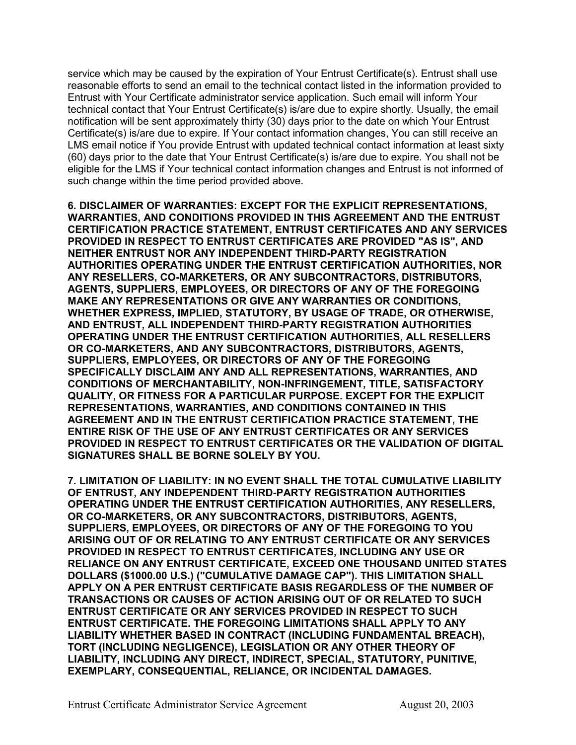service which may be caused by the expiration of Your Entrust Certificate(s). Entrust shall use reasonable efforts to send an email to the technical contact listed in the information provided to Entrust with Your Certificate administrator service application. Such email will inform Your technical contact that Your Entrust Certificate(s) is/are due to expire shortly. Usually, the email notification will be sent approximately thirty (30) days prior to the date on which Your Entrust Certificate(s) is/are due to expire. If Your contact information changes, You can still receive an LMS email notice if You provide Entrust with updated technical contact information at least sixty (60) days prior to the date that Your Entrust Certificate(s) is/are due to expire. You shall not be eligible for the LMS if Your technical contact information changes and Entrust is not informed of such change within the time period provided above.

**6. DISCLAIMER OF WARRANTIES: EXCEPT FOR THE EXPLICIT REPRESENTATIONS, WARRANTIES, AND CONDITIONS PROVIDED IN THIS AGREEMENT AND THE ENTRUST CERTIFICATION PRACTICE STATEMENT, ENTRUST CERTIFICATES AND ANY SERVICES PROVIDED IN RESPECT TO ENTRUST CERTIFICATES ARE PROVIDED "AS IS", AND NEITHER ENTRUST NOR ANY INDEPENDENT THIRD-PARTY REGISTRATION AUTHORITIES OPERATING UNDER THE ENTRUST CERTIFICATION AUTHORITIES, NOR ANY RESELLERS, CO-MARKETERS, OR ANY SUBCONTRACTORS, DISTRIBUTORS, AGENTS, SUPPLIERS, EMPLOYEES, OR DIRECTORS OF ANY OF THE FOREGOING MAKE ANY REPRESENTATIONS OR GIVE ANY WARRANTIES OR CONDITIONS, WHETHER EXPRESS, IMPLIED, STATUTORY, BY USAGE OF TRADE, OR OTHERWISE, AND ENTRUST, ALL INDEPENDENT THIRD-PARTY REGISTRATION AUTHORITIES OPERATING UNDER THE ENTRUST CERTIFICATION AUTHORITIES, ALL RESELLERS OR CO-MARKETERS, AND ANY SUBCONTRACTORS, DISTRIBUTORS, AGENTS, SUPPLIERS, EMPLOYEES, OR DIRECTORS OF ANY OF THE FOREGOING SPECIFICALLY DISCLAIM ANY AND ALL REPRESENTATIONS, WARRANTIES, AND CONDITIONS OF MERCHANTABILITY, NON-INFRINGEMENT, TITLE, SATISFACTORY QUALITY, OR FITNESS FOR A PARTICULAR PURPOSE. EXCEPT FOR THE EXPLICIT REPRESENTATIONS, WARRANTIES, AND CONDITIONS CONTAINED IN THIS AGREEMENT AND IN THE ENTRUST CERTIFICATION PRACTICE STATEMENT, THE ENTIRE RISK OF THE USE OF ANY ENTRUST CERTIFICATES OR ANY SERVICES PROVIDED IN RESPECT TO ENTRUST CERTIFICATES OR THE VALIDATION OF DIGITAL SIGNATURES SHALL BE BORNE SOLELY BY YOU.**

**7. LIMITATION OF LIABILITY: IN NO EVENT SHALL THE TOTAL CUMULATIVE LIABILITY OF ENTRUST, ANY INDEPENDENT THIRD-PARTY REGISTRATION AUTHORITIES OPERATING UNDER THE ENTRUST CERTIFICATION AUTHORITIES, ANY RESELLERS, OR CO-MARKETERS, OR ANY SUBCONTRACTORS, DISTRIBUTORS, AGENTS, SUPPLIERS, EMPLOYEES, OR DIRECTORS OF ANY OF THE FOREGOING TO YOU ARISING OUT OF OR RELATING TO ANY ENTRUST CERTIFICATE OR ANY SERVICES PROVIDED IN RESPECT TO ENTRUST CERTIFICATES, INCLUDING ANY USE OR RELIANCE ON ANY ENTRUST CERTIFICATE, EXCEED ONE THOUSAND UNITED STATES DOLLARS ($1000.00 U.S.) ("CUMULATIVE DAMAGE CAP"). THIS LIMITATION SHALL APPLY ON A PER ENTRUST CERTIFICATE BASIS REGARDLESS OF THE NUMBER OF TRANSACTIONS OR CAUSES OF ACTION ARISING OUT OF OR RELATED TO SUCH ENTRUST CERTIFICATE OR ANY SERVICES PROVIDED IN RESPECT TO SUCH ENTRUST CERTIFICATE. THE FOREGOING LIMITATIONS SHALL APPLY TO ANY LIABILITY WHETHER BASED IN CONTRACT (INCLUDING FUNDAMENTAL BREACH), TORT (INCLUDING NEGLIGENCE), LEGISLATION OR ANY OTHER THEORY OF LIABILITY, INCLUDING ANY DIRECT, INDIRECT, SPECIAL, STATUTORY, PUNITIVE, EXEMPLARY, CONSEQUENTIAL, RELIANCE, OR INCIDENTAL DAMAGES.**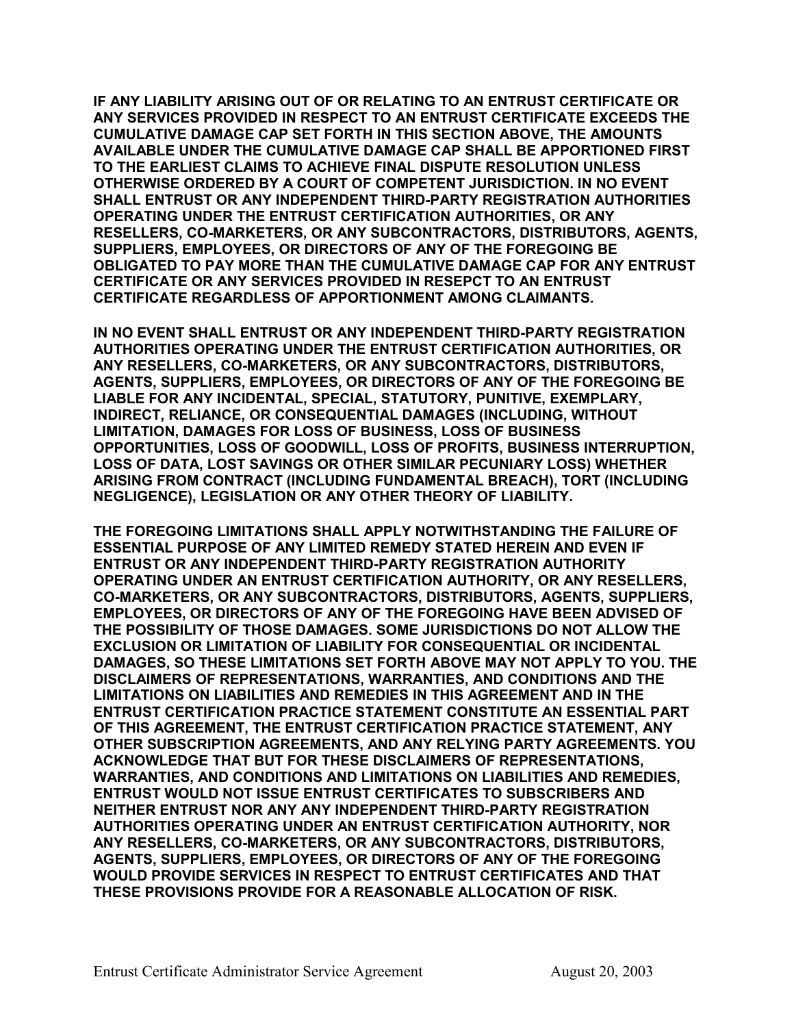**IF ANY LIABILITY ARISING OUT OF OR RELATING TO AN ENTRUST CERTIFICATE OR ANY SERVICES PROVIDED IN RESPECT TO AN ENTRUST CERTIFICATE EXCEEDS THE CUMULATIVE DAMAGE CAP SET FORTH IN THIS SECTION ABOVE, THE AMOUNTS AVAILABLE UNDER THE CUMULATIVE DAMAGE CAP SHALL BE APPORTIONED FIRST TO THE EARLIEST CLAIMS TO ACHIEVE FINAL DISPUTE RESOLUTION UNLESS OTHERWISE ORDERED BY A COURT OF COMPETENT JURISDICTION. IN NO EVENT SHALL ENTRUST OR ANY INDEPENDENT THIRD-PARTY REGISTRATION AUTHORITIES OPERATING UNDER THE ENTRUST CERTIFICATION AUTHORITIES, OR ANY RESELLERS, CO-MARKETERS, OR ANY SUBCONTRACTORS, DISTRIBUTORS, AGENTS, SUPPLIERS, EMPLOYEES, OR DIRECTORS OF ANY OF THE FOREGOING BE OBLIGATED TO PAY MORE THAN THE CUMULATIVE DAMAGE CAP FOR ANY ENTRUST CERTIFICATE OR ANY SERVICES PROVIDED IN RESEPCT TO AN ENTRUST CERTIFICATE REGARDLESS OF APPORTIONMENT AMONG CLAIMANTS.**

**IN NO EVENT SHALL ENTRUST OR ANY INDEPENDENT THIRD-PARTY REGISTRATION AUTHORITIES OPERATING UNDER THE ENTRUST CERTIFICATION AUTHORITIES, OR ANY RESELLERS, CO-MARKETERS, OR ANY SUBCONTRACTORS, DISTRIBUTORS, AGENTS, SUPPLIERS, EMPLOYEES, OR DIRECTORS OF ANY OF THE FOREGOING BE LIABLE FOR ANY INCIDENTAL, SPECIAL, STATUTORY, PUNITIVE, EXEMPLARY, INDIRECT, RELIANCE, OR CONSEQUENTIAL DAMAGES (INCLUDING, WITHOUT LIMITATION, DAMAGES FOR LOSS OF BUSINESS, LOSS OF BUSINESS OPPORTUNITIES, LOSS OF GOODWILL, LOSS OF PROFITS, BUSINESS INTERRUPTION, LOSS OF DATA, LOST SAVINGS OR OTHER SIMILAR PECUNIARY LOSS) WHETHER ARISING FROM CONTRACT (INCLUDING FUNDAMENTAL BREACH), TORT (INCLUDING NEGLIGENCE), LEGISLATION OR ANY OTHER THEORY OF LIABILITY.**

**THE FOREGOING LIMITATIONS SHALL APPLY NOTWITHSTANDING THE FAILURE OF ESSENTIAL PURPOSE OF ANY LIMITED REMEDY STATED HEREIN AND EVEN IF ENTRUST OR ANY INDEPENDENT THIRD-PARTY REGISTRATION AUTHORITY OPERATING UNDER AN ENTRUST CERTIFICATION AUTHORITY, OR ANY RESELLERS, CO-MARKETERS, OR ANY SUBCONTRACTORS, DISTRIBUTORS, AGENTS, SUPPLIERS, EMPLOYEES, OR DIRECTORS OF ANY OF THE FOREGOING HAVE BEEN ADVISED OF THE POSSIBILITY OF THOSE DAMAGES. SOME JURISDICTIONS DO NOT ALLOW THE EXCLUSION OR LIMITATION OF LIABILITY FOR CONSEQUENTIAL OR INCIDENTAL DAMAGES, SO THESE LIMITATIONS SET FORTH ABOVE MAY NOT APPLY TO YOU. THE DISCLAIMERS OF REPRESENTATIONS, WARRANTIES, AND CONDITIONS AND THE LIMITATIONS ON LIABILITIES AND REMEDIES IN THIS AGREEMENT AND IN THE ENTRUST CERTIFICATION PRACTICE STATEMENT CONSTITUTE AN ESSENTIAL PART OF THIS AGREEMENT, THE ENTRUST CERTIFICATION PRACTICE STATEMENT, ANY OTHER SUBSCRIPTION AGREEMENTS, AND ANY RELYING PARTY AGREEMENTS. YOU ACKNOWLEDGE THAT BUT FOR THESE DISCLAIMERS OF REPRESENTATIONS, WARRANTIES, AND CONDITIONS AND LIMITATIONS ON LIABILITIES AND REMEDIES, ENTRUST WOULD NOT ISSUE ENTRUST CERTIFICATES TO SUBSCRIBERS AND NEITHER ENTRUST NOR ANY ANY INDEPENDENT THIRD-PARTY REGISTRATION AUTHORITIES OPERATING UNDER AN ENTRUST CERTIFICATION AUTHORITY, NOR ANY RESELLERS, CO-MARKETERS, OR ANY SUBCONTRACTORS, DISTRIBUTORS, AGENTS, SUPPLIERS, EMPLOYEES, OR DIRECTORS OF ANY OF THE FOREGOING WOULD PROVIDE SERVICES IN RESPECT TO ENTRUST CERTIFICATES AND THAT THESE PROVISIONS PROVIDE FOR A REASONABLE ALLOCATION OF RISK.**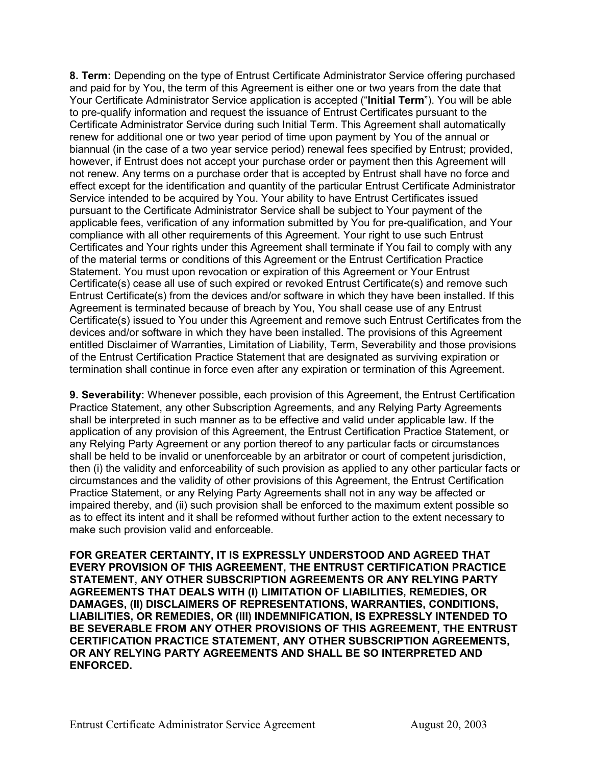**8. Term:** Depending on the type of Entrust Certificate Administrator Service offering purchased and paid for by You, the term of this Agreement is either one or two years from the date that Your Certificate Administrator Service application is accepted ("**Initial Term**"). You will be able to pre-qualify information and request the issuance of Entrust Certificates pursuant to the Certificate Administrator Service during such Initial Term. This Agreement shall automatically renew for additional one or two year period of time upon payment by You of the annual or biannual (in the case of a two year service period) renewal fees specified by Entrust; provided, however, if Entrust does not accept your purchase order or payment then this Agreement will not renew. Any terms on a purchase order that is accepted by Entrust shall have no force and effect except for the identification and quantity of the particular Entrust Certificate Administrator Service intended to be acquired by You. Your ability to have Entrust Certificates issued pursuant to the Certificate Administrator Service shall be subject to Your payment of the applicable fees, verification of any information submitted by You for pre-qualification, and Your compliance with all other requirements of this Agreement. Your right to use such Entrust Certificates and Your rights under this Agreement shall terminate if You fail to comply with any of the material terms or conditions of this Agreement or the Entrust Certification Practice Statement. You must upon revocation or expiration of this Agreement or Your Entrust Certificate(s) cease all use of such expired or revoked Entrust Certificate(s) and remove such Entrust Certificate(s) from the devices and/or software in which they have been installed. If this Agreement is terminated because of breach by You, You shall cease use of any Entrust Certificate(s) issued to You under this Agreement and remove such Entrust Certificates from the devices and/or software in which they have been installed. The provisions of this Agreement entitled Disclaimer of Warranties, Limitation of Liability, Term, Severability and those provisions of the Entrust Certification Practice Statement that are designated as surviving expiration or termination shall continue in force even after any expiration or termination of this Agreement.

**9. Severability:** Whenever possible, each provision of this Agreement, the Entrust Certification Practice Statement, any other Subscription Agreements, and any Relying Party Agreements shall be interpreted in such manner as to be effective and valid under applicable law. If the application of any provision of this Agreement, the Entrust Certification Practice Statement, or any Relying Party Agreement or any portion thereof to any particular facts or circumstances shall be held to be invalid or unenforceable by an arbitrator or court of competent jurisdiction, then (i) the validity and enforceability of such provision as applied to any other particular facts or circumstances and the validity of other provisions of this Agreement, the Entrust Certification Practice Statement, or any Relying Party Agreements shall not in any way be affected or impaired thereby, and (ii) such provision shall be enforced to the maximum extent possible so as to effect its intent and it shall be reformed without further action to the extent necessary to make such provision valid and enforceable.

**FOR GREATER CERTAINTY, IT IS EXPRESSLY UNDERSTOOD AND AGREED THAT EVERY PROVISION OF THIS AGREEMENT, THE ENTRUST CERTIFICATION PRACTICE STATEMENT, ANY OTHER SUBSCRIPTION AGREEMENTS OR ANY RELYING PARTY AGREEMENTS THAT DEALS WITH (I) LIMITATION OF LIABILITIES, REMEDIES, OR DAMAGES, (II) DISCLAIMERS OF REPRESENTATIONS, WARRANTIES, CONDITIONS, LIABILITIES, OR REMEDIES, OR (III) INDEMNIFICATION, IS EXPRESSLY INTENDED TO BE SEVERABLE FROM ANY OTHER PROVISIONS OF THIS AGREEMENT, THE ENTRUST CERTIFICATION PRACTICE STATEMENT, ANY OTHER SUBSCRIPTION AGREEMENTS, OR ANY RELYING PARTY AGREEMENTS AND SHALL BE SO INTERPRETED AND ENFORCED.**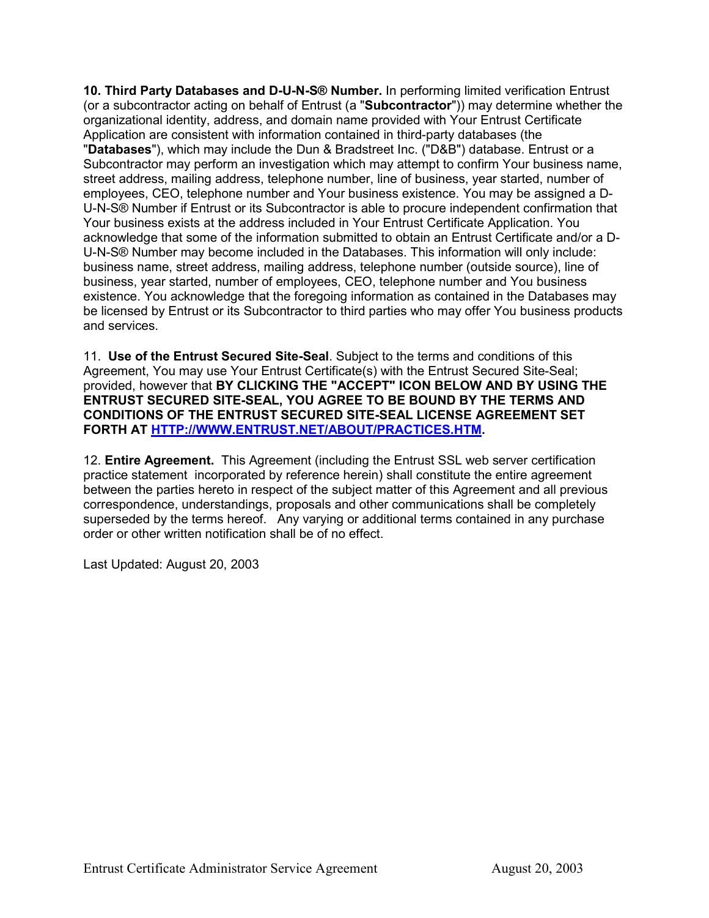**10. Third Party Databases and D-U-N-S® Number.** In performing limited verification Entrust (or a subcontractor acting on behalf of Entrust (a "**Subcontractor**")) may determine whether the organizational identity, address, and domain name provided with Your Entrust Certificate Application are consistent with information contained in third-party databases (the "**Databases**"), which may include the Dun & Bradstreet Inc. ("D&B") database. Entrust or a Subcontractor may perform an investigation which may attempt to confirm Your business name, street address, mailing address, telephone number, line of business, year started, number of employees, CEO, telephone number and Your business existence. You may be assigned a D-U-N-S® Number if Entrust or its Subcontractor is able to procure independent confirmation that Your business exists at the address included in Your Entrust Certificate Application. You acknowledge that some of the information submitted to obtain an Entrust Certificate and/or a D-U-N-S® Number may become included in the Databases. This information will only include: business name, street address, mailing address, telephone number (outside source), line of business, year started, number of employees, CEO, telephone number and You business existence. You acknowledge that the foregoing information as contained in the Databases may be licensed by Entrust or its Subcontractor to third parties who may offer You business products and services.

11. **Use of the Entrust Secured Site-Seal**. Subject to the terms and conditions of this Agreement, You may use Your Entrust Certificate(s) with the Entrust Secured Site-Seal; provided, however that **BY CLICKING THE "ACCEPT" ICON BELOW AND BY USING THE ENTRUST SECURED SITE-SEAL, YOU AGREE TO BE BOUND BY THE TERMS AND CONDITIONS OF THE ENTRUST SECURED SITE-SEAL LICENSE AGREEMENT SET FORTH AT HTTP://WWW.ENTRUST.NET/ABOUT/PRACTICES.HTM.**

12. **Entire Agreement.** This Agreement (including the Entrust SSL web server certification practice statement incorporated by reference herein) shall constitute the entire agreement between the parties hereto in respect of the subject matter of this Agreement and all previous correspondence, understandings, proposals and other communications shall be completely superseded by the terms hereof. Any varying or additional terms contained in any purchase order or other written notification shall be of no effect.

Last Updated: August 20, 2003